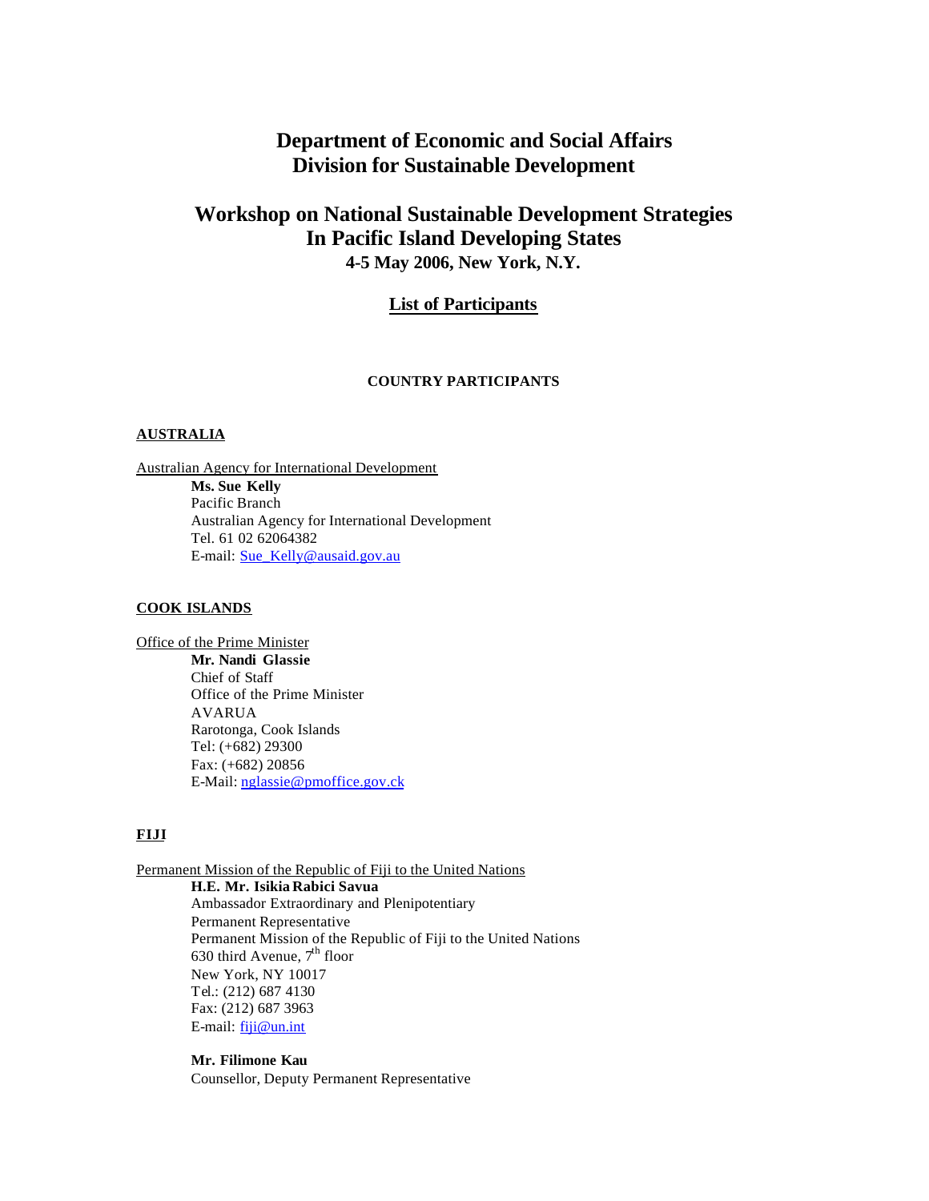# Department of Economic and Social Affairs
# Division for Sustainable Development

## Workshop on National Sustainable Development Strategies In Pacific Island Developing States

**4-5 May 2006, New York, N.Y.**

## List of Participants

### COUNTRY PARTICIPANTS

#### AUSTRALIA

Australian Agency for International Development

**Ms. Sue Kelly**
Pacific Branch
Australian Agency for International Development
Tel. 61 02 62064382
E-mail: Sue_Kelly@ausaid.gov.au

#### COOK ISLANDS

Office of the Prime Minister

**Mr. Nandi Glassie**
Chief of Staff
Office of the Prime Minister
AVARUA
Rarotonga, Cook Islands
Tel: (+682) 29300
Fax: (+682) 20856
E-Mail: nglassie@pmoffice.gov.ck

#### FIJI

Permanent Mission of the Republic of Fiji to the United Nations

**H.E. Mr. Isikia Rabici Savua**
Ambassador Extraordinary and Plenipotentiary
Permanent Representative
Permanent Mission of the Republic of Fiji to the United Nations
630 third Avenue, 7th floor
New York, NY 10017
Tel.: (212) 687 4130
Fax: (212) 687 3963
E-mail: fiji@un.int

**Mr. Filimone Kau**
Counsellor, Deputy Permanent Representative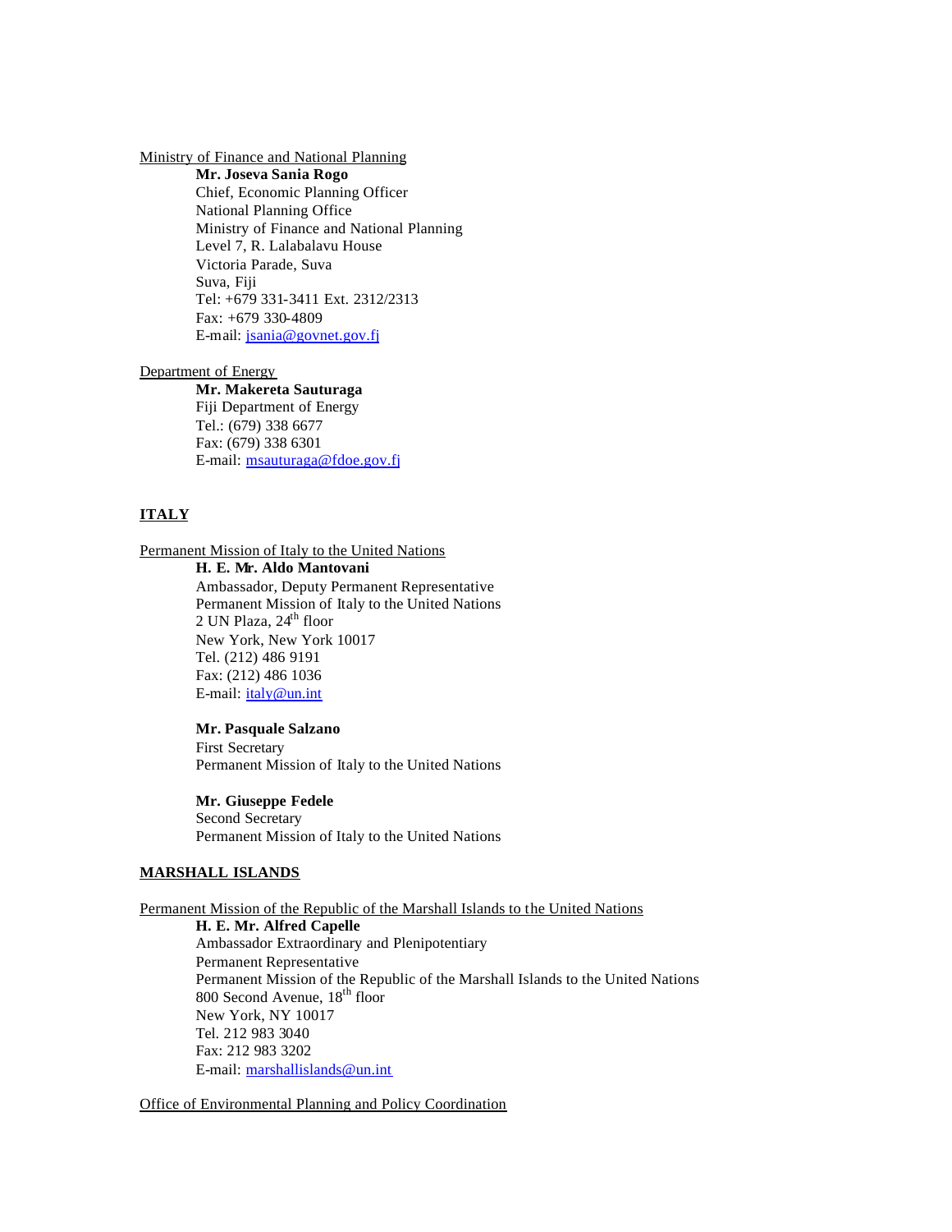Ministry of Finance and National Planning

**Mr. Joseva Sania Rogo**
Chief, Economic Planning Officer
National Planning Office
Ministry of Finance and National Planning
Level 7, R. Lalabalavu House
Victoria Parade, Suva
Suva, Fiji
Tel: +679 331-3411 Ext. 2312/2313
Fax: +679 330-4809
E-mail: jsania@govnet.gov.fj

Department of Energy

**Mr. Makereta Sauturaga**
Fiji Department of Energy
Tel.: (679) 338 6677
Fax: (679) 338 6301
E-mail: msauturaga@fdoe.gov.fj

## ITALY

Permanent Mission of Italy to the United Nations

**H. E. Mr. Aldo Mantovani**
Ambassador, Deputy Permanent Representative
Permanent Mission of Italy to the United Nations
2 UN Plaza, 24th floor
New York, New York 10017
Tel. (212) 486 9191
Fax: (212) 486 1036
E-mail: italy@un.int

**Mr. Pasquale Salzano**
First Secretary
Permanent Mission of Italy to the United Nations

**Mr. Giuseppe Fedele**
Second Secretary
Permanent Mission of Italy to the United Nations

## MARSHALL ISLANDS

Permanent Mission of the Republic of the Marshall Islands to the United Nations

**H. E. Mr. Alfred Capelle**
Ambassador Extraordinary and Plenipotentiary
Permanent Representative
Permanent Mission of the Republic of the Marshall Islands to the United Nations
800 Second Avenue, 18th floor
New York, NY 10017
Tel. 212 983 3040
Fax: 212 983 3202
E-mail: marshallislands@un.int

Office of Environmental Planning and Policy Coordination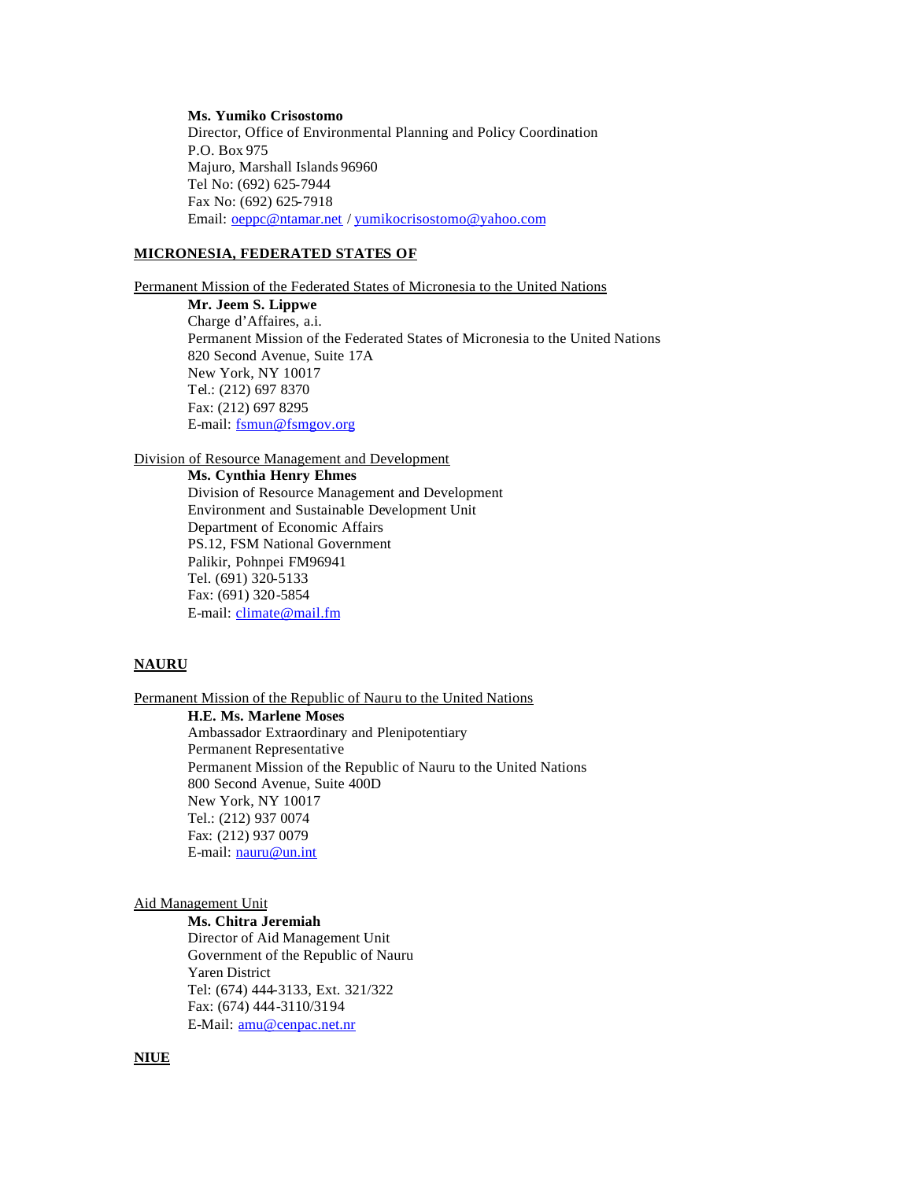**Ms. Yumiko Crisostomo**
Director, Office of Environmental Planning and Policy Coordination
P.O. Box 975
Majuro, Marshall Islands 96960
Tel No: (692) 625-7944
Fax No: (692) 625-7918
Email: oeppc@ntamar.net / yumikocrisostomo@yahoo.com

## MICRONESIA, FEDERATED STATES OF

Permanent Mission of the Federated States of Micronesia to the United Nations

**Mr. Jeem S. Lippwe**
Charge d'Affaires, a.i.
Permanent Mission of the Federated States of Micronesia to the United Nations
820 Second Avenue, Suite 17A
New York, NY 10017
Tel.: (212) 697 8370
Fax: (212) 697 8295
E-mail: fsmun@fsmgov.org

Division of Resource Management and Development

**Ms. Cynthia Henry Ehmes**
Division of Resource Management and Development
Environment and Sustainable Development Unit
Department of Economic Affairs
PS.12, FSM National Government
Palikir, Pohnpei FM96941
Tel. (691) 320-5133
Fax: (691) 320-5854
E-mail: climate@mail.fm

## NAURU

Permanent Mission of the Republic of Nauru to the United Nations

**H.E. Ms. Marlene Moses**
Ambassador Extraordinary and Plenipotentiary
Permanent Representative
Permanent Mission of the Republic of Nauru to the United Nations
800 Second Avenue, Suite 400D
New York, NY 10017
Tel.: (212) 937 0074
Fax: (212) 937 0079
E-mail: nauru@un.int

Aid Management Unit

**Ms. Chitra Jeremiah**
Director of Aid Management Unit
Government of the Republic of Nauru
Yaren District
Tel: (674) 444-3133, Ext. 321/322
Fax: (674) 444-3110/3194
E-Mail: amu@cenpac.net.nr

## NIUE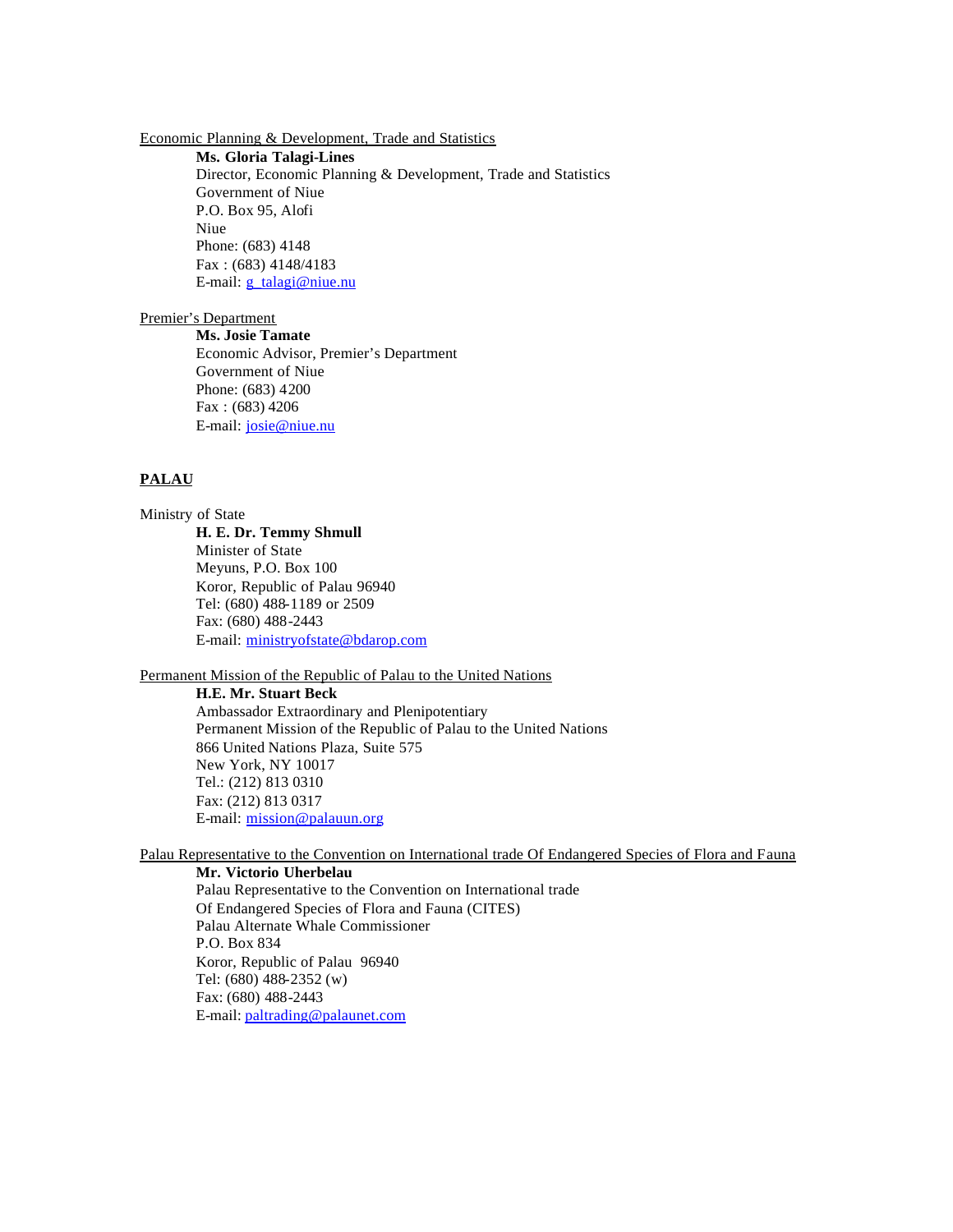Economic Planning & Development, Trade and Statistics

**Ms. Gloria Talagi-Lines**
Director, Economic Planning & Development, Trade and Statistics
Government of Niue
P.O. Box 95, Alofi
Niue
Phone: (683) 4148
Fax : (683) 4148/4183
E-mail: g_talagi@niue.nu

Premier's Department

**Ms. Josie Tamate**
Economic Advisor, Premier's Department
Government of Niue
Phone: (683) 4200
Fax : (683) 4206
E-mail: josie@niue.nu

## PALAU

Ministry of State

**H. E. Dr. Temmy Shmull**
Minister of State
Meyuns, P.O. Box 100
Koror, Republic of Palau 96940
Tel: (680) 488-1189 or 2509
Fax: (680) 488-2443
E-mail: ministryofstate@bdarop.com

Permanent Mission of the Republic of Palau to the United Nations

**H.E. Mr. Stuart Beck**
Ambassador Extraordinary and Plenipotentiary
Permanent Mission of the Republic of Palau to the United Nations
866 United Nations Plaza, Suite 575
New York, NY 10017
Tel.: (212) 813 0310
Fax: (212) 813 0317
E-mail: mission@palauun.org

Palau Representative to the Convention on International trade Of Endangered Species of Flora and Fauna

**Mr. Victorio Uherbelau**
Palau Representative to the Convention on International trade
Of Endangered Species of Flora and Fauna (CITES)
Palau Alternate Whale Commissioner
P.O. Box 834
Koror, Republic of Palau 96940
Tel: (680) 488-2352 (w)
Fax: (680) 488-2443
E-mail: paltrading@palaunet.com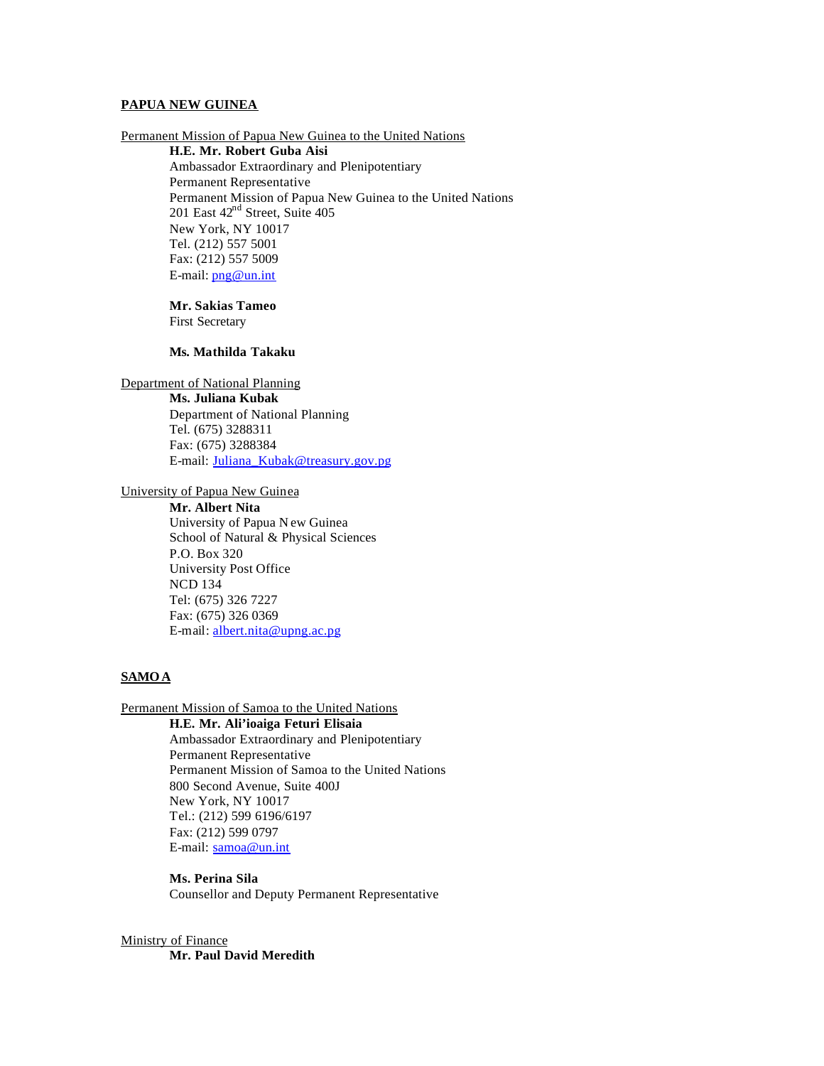**PAPUA NEW GUINEA**

Permanent Mission of Papua New Guinea to the United Nations

**H.E. Mr. Robert Guba Aisi**
Ambassador Extraordinary and Plenipotentiary
Permanent Representative
Permanent Mission of Papua New Guinea to the United Nations
201 East 42nd Street, Suite 405
New York, NY 10017
Tel. (212) 557 5001
Fax: (212) 557 5009
E-mail: png@un.int

**Mr. Sakias Tameo**
First Secretary

**Ms. Mathilda Takaku**

Department of National Planning

**Ms. Juliana Kubak**
Department of National Planning
Tel. (675) 3288311
Fax: (675) 3288384
E-mail: Juliana_Kubak@treasury.gov.pg

University of Papua New Guinea

**Mr. Albert Nita**
University of Papua New Guinea
School of Natural & Physical Sciences
P.O. Box 320
University Post Office
NCD 134
Tel: (675) 326 7227
Fax: (675) 326 0369
E-mail: albert.nita@upng.ac.pg

**SAMOA**

Permanent Mission of Samoa to the United Nations

**H.E. Mr. Ali'ioaiga Feturi Elisaia**
Ambassador Extraordinary and Plenipotentiary
Permanent Representative
Permanent Mission of Samoa to the United Nations
800 Second Avenue, Suite 400J
New York, NY 10017
Tel.: (212) 599 6196/6197
Fax: (212) 599 0797
E-mail: samoa@un.int

**Ms. Perina Sila**
Counsellor and Deputy Permanent Representative

Ministry of Finance

**Mr. Paul David Meredith**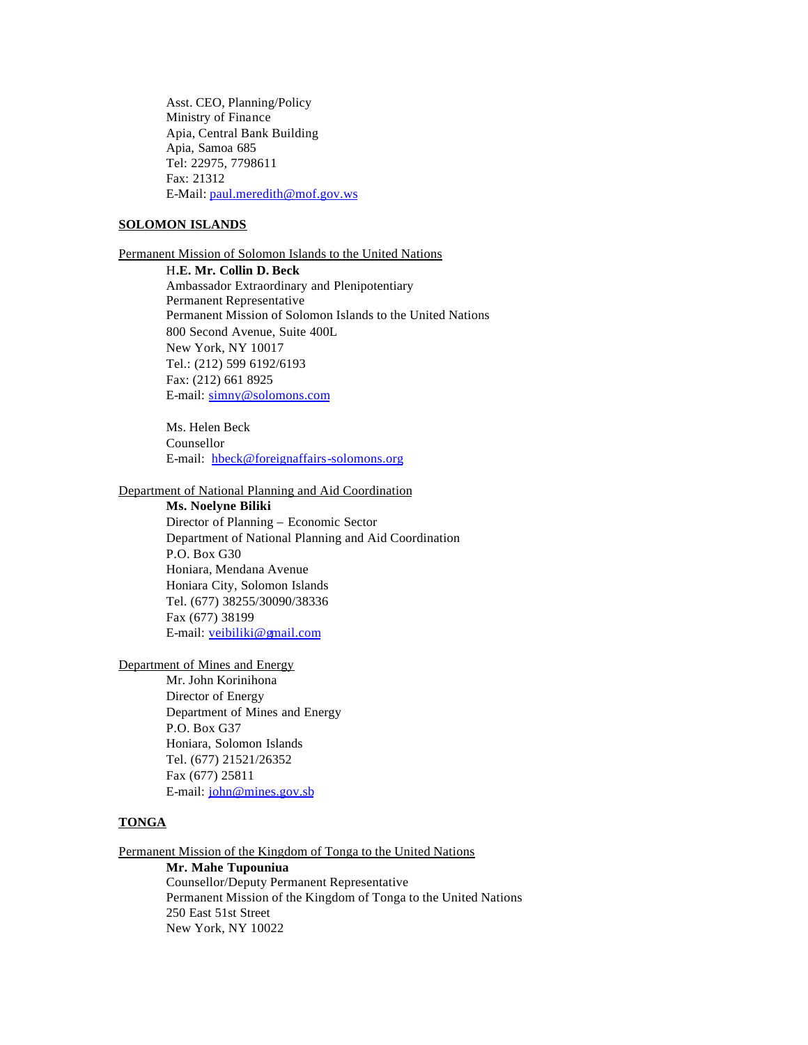Asst. CEO, Planning/Policy
Ministry of Finance
Apia, Central Bank Building
Apia, Samoa 685
Tel: 22975, 7798611
Fax: 21312
E-Mail: paul.meredith@mof.gov.ws

**SOLOMON ISLANDS**

Permanent Mission of Solomon Islands to the United Nations

**H.E. Mr. Collin D. Beck**
Ambassador Extraordinary and Plenipotentiary
Permanent Representative
Permanent Mission of Solomon Islands to the United Nations
800 Second Avenue, Suite 400L
New York, NY 10017
Tel.: (212) 599 6192/6193
Fax: (212) 661 8925
E-mail: simny@solomons.com

Ms. Helen Beck
Counsellor
E-mail: hbeck@foreignaffairs-solomons.org

Department of National Planning and Aid Coordination

**Ms. Noelyne Biliki**
Director of Planning – Economic Sector
Department of National Planning and Aid Coordination
P.O. Box G30
Honiara, Mendana Avenue
Honiara City, Solomon Islands
Tel. (677) 38255/30090/38336
Fax (677) 38199
E-mail: veibiliki@gmail.com

Department of Mines and Energy

Mr. John Korinihona
Director of Energy
Department of Mines and Energy
P.O. Box G37
Honiara, Solomon Islands
Tel. (677) 21521/26352
Fax (677) 25811
E-mail: john@mines.gov.sb

**TONGA**

Permanent Mission of the Kingdom of Tonga to the United Nations

**Mr. Mahe Tupouniua**
Counsellor/Deputy Permanent Representative
Permanent Mission of the Kingdom of Tonga to the United Nations
250 East 51st Street
New York, NY 10022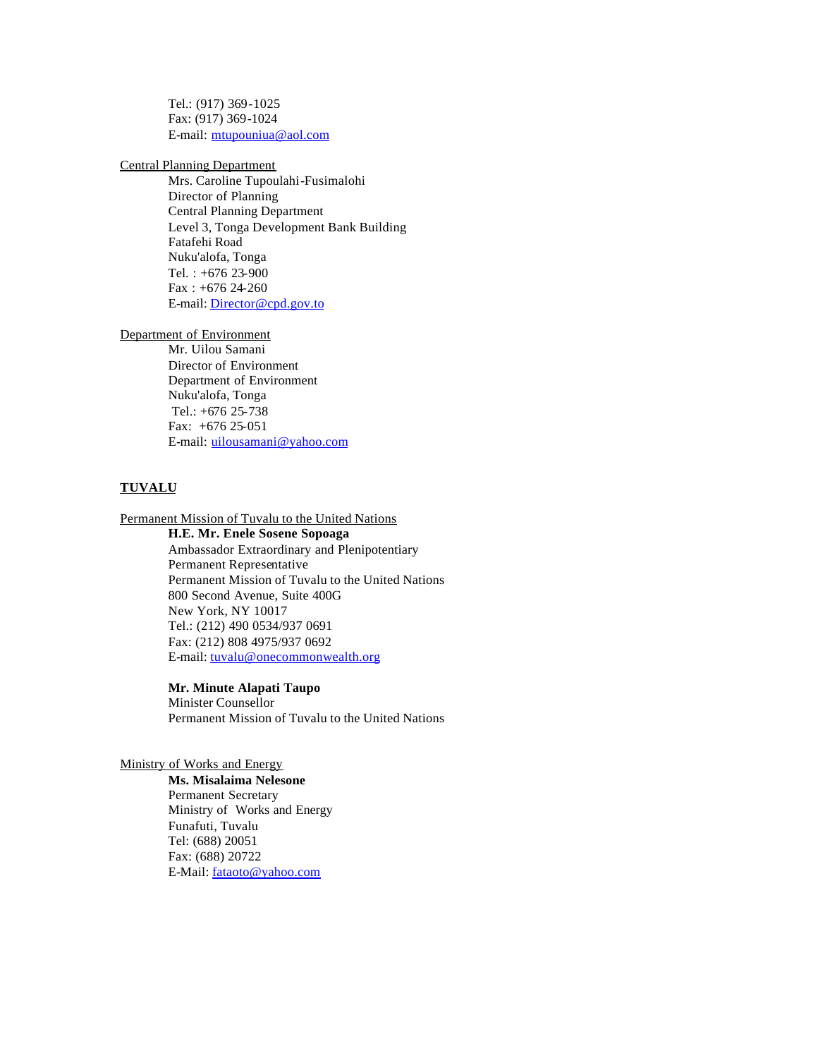Tel.: (917) 369-1025
Fax: (917) 369-1024
E-mail: mtupouniua@aol.com

<u>Central Planning Department</u>

Mrs. Caroline Tupoulahi-Fusimalohi
Director of Planning
Central Planning Department
Level 3, Tonga Development Bank Building
Fatafehi Road
Nuku'alofa, Tonga
Tel. : +676 23-900
Fax : +676 24-260
E-mail: Director@cpd.gov.to

<u>Department of Environment</u>

Mr. Uilou Samani
Director of Environment
Department of Environment
Nuku'alofa, Tonga
Tel.: +676 25-738
Fax: +676 25-051
E-mail: uilousamani@yahoo.com

## TUVALU

<u>Permanent Mission of Tuvalu to the United Nations</u>

**H.E. Mr. Enele Sosene Sopoaga**
Ambassador Extraordinary and Plenipotentiary
Permanent Representative
Permanent Mission of Tuvalu to the United Nations
800 Second Avenue, Suite 400G
New York, NY 10017
Tel.: (212) 490 0534/937 0691
Fax: (212) 808 4975/937 0692
E-mail: tuvalu@onecommonwealth.org

**Mr. Minute Alapati Taupo**
Minister Counsellor
Permanent Mission of Tuvalu to the United Nations

<u>Ministry of Works and Energy</u>

**Ms. Misalaima Nelesone**
Permanent Secretary
Ministry of Works and Energy
Funafuti, Tuvalu
Tel: (688) 20051
Fax: (688) 20722
E-Mail: fataoto@yahoo.com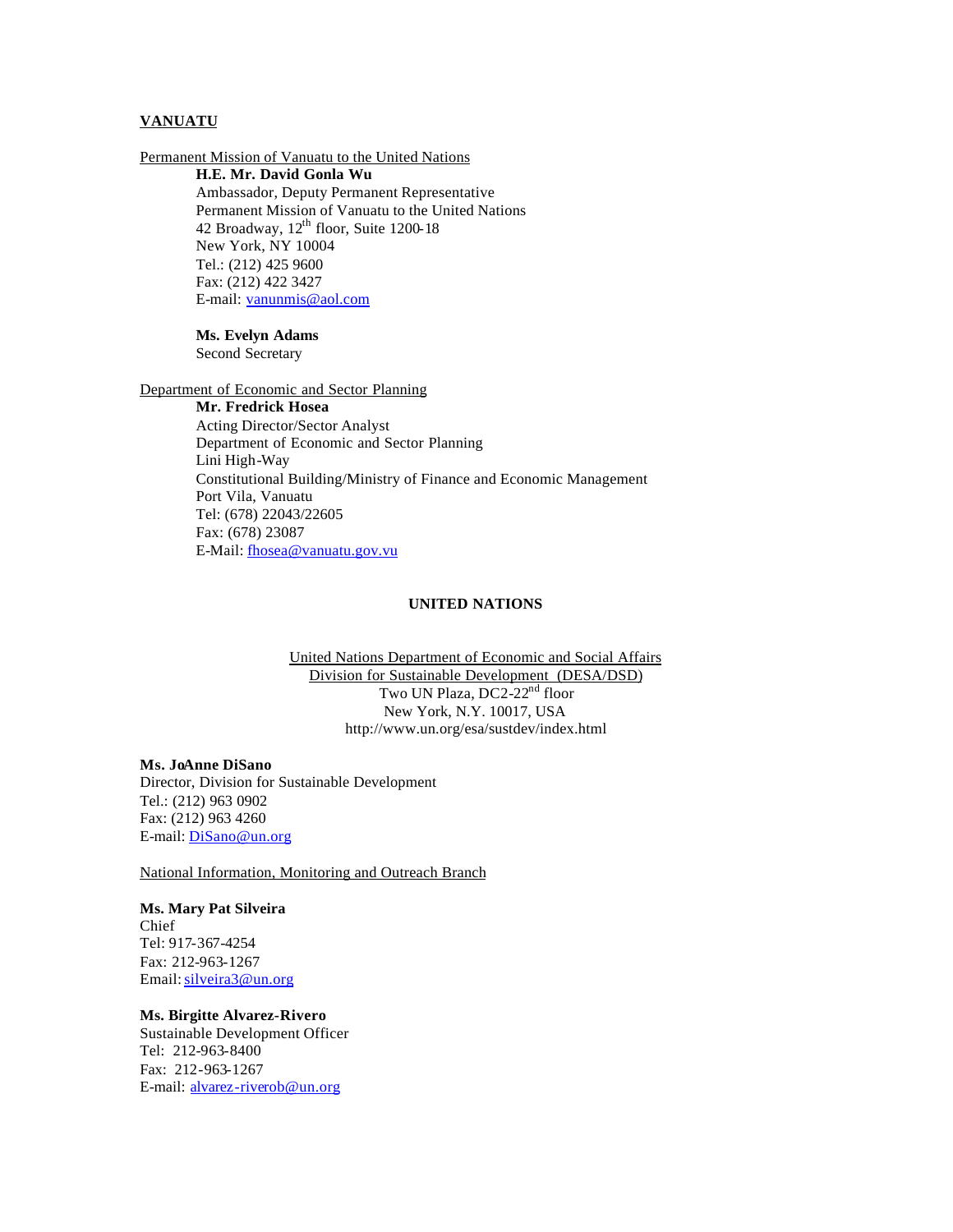## VANUATU

Permanent Mission of Vanuatu to the United Nations

**H.E. Mr. David Gonla Wu**
Ambassador, Deputy Permanent Representative
Permanent Mission of Vanuatu to the United Nations
42 Broadway, 12th floor, Suite 1200-18
New York, NY 10004
Tel.: (212) 425 9600
Fax: (212) 422 3427
E-mail: vanunmis@aol.com

**Ms. Evelyn Adams**
Second Secretary

Department of Economic and Sector Planning

**Mr. Fredrick Hosea**
Acting Director/Sector Analyst
Department of Economic and Sector Planning
Lini High-Way
Constitutional Building/Ministry of Finance and Economic Management
Port Vila, Vanuatu
Tel: (678) 22043/22605
Fax: (678) 23087
E-Mail: fhosea@vanuatu.gov.vu

## UNITED NATIONS

United Nations Department of Economic and Social Affairs
Division for Sustainable Development (DESA/DSD)
Two UN Plaza, DC2-22nd floor
New York, N.Y. 10017, USA
http://www.un.org/esa/sustdev/index.html

**Ms. JoAnne DiSano**
Director, Division for Sustainable Development
Tel.: (212) 963 0902
Fax: (212) 963 4260
E-mail: DiSano@un.org

National Information, Monitoring and Outreach Branch

**Ms. Mary Pat Silveira**
Chief
Tel: 917-367-4254
Fax: 212-963-1267
Email: silveira3@un.org

**Ms. Birgitte Alvarez-Rivero**
Sustainable Development Officer
Tel: 212-963-8400
Fax: 212-963-1267
E-mail: alvarez-riverob@un.org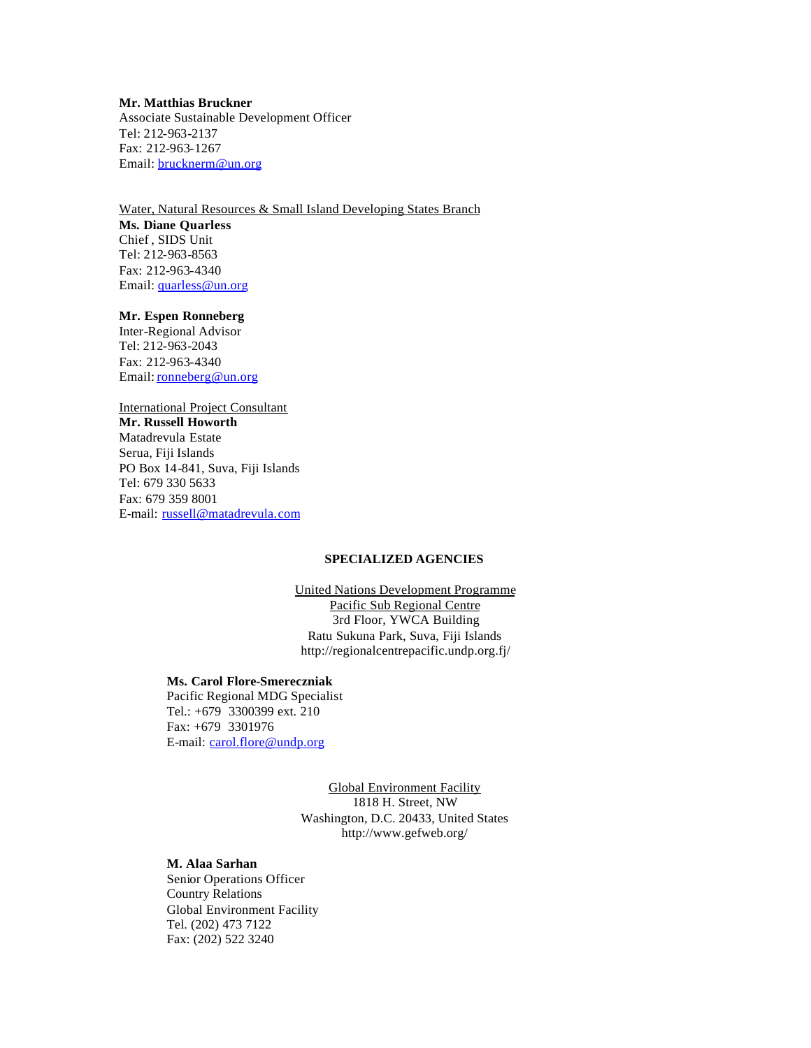**Mr. Matthias Bruckner**
Associate Sustainable Development Officer
Tel: 212-963-2137
Fax: 212-963-1267
Email: brucknerm@un.org

Water, Natural Resources & Small Island Developing States Branch

**Ms. Diane Quarless**
Chief , SIDS Unit
Tel: 212-963-8563
Fax: 212-963-4340
Email: quarless@un.org

**Mr. Espen Ronneberg**
Inter-Regional Advisor
Tel: 212-963-2043
Fax: 212-963-4340
Email: ronneberg@un.org

International Project Consultant

**Mr. Russell Howorth**
Matadrevula Estate
Serua, Fiji Islands
PO Box 14-841, Suva, Fiji Islands
Tel: 679 330 5633
Fax: 679 359 8001
E-mail: russell@matadrevula.com

## SPECIALIZED AGENCIES

United Nations Development Programme
Pacific Sub Regional Centre
3rd Floor, YWCA Building
Ratu Sukuna Park, Suva, Fiji Islands
http://regionalcentrepacific.undp.org.fj/

**Ms. Carol Flore-Smereczniak**
Pacific Regional MDG Specialist
Tel.: +679 3300399 ext. 210
Fax: +679 3301976
E-mail: carol.flore@undp.org

Global Environment Facility
1818 H. Street, NW
Washington, D.C. 20433, United States
http://www.gefweb.org/

**M. Alaa Sarhan**
Senior Operations Officer
Country Relations
Global Environment Facility
Tel. (202) 473 7122
Fax: (202) 522 3240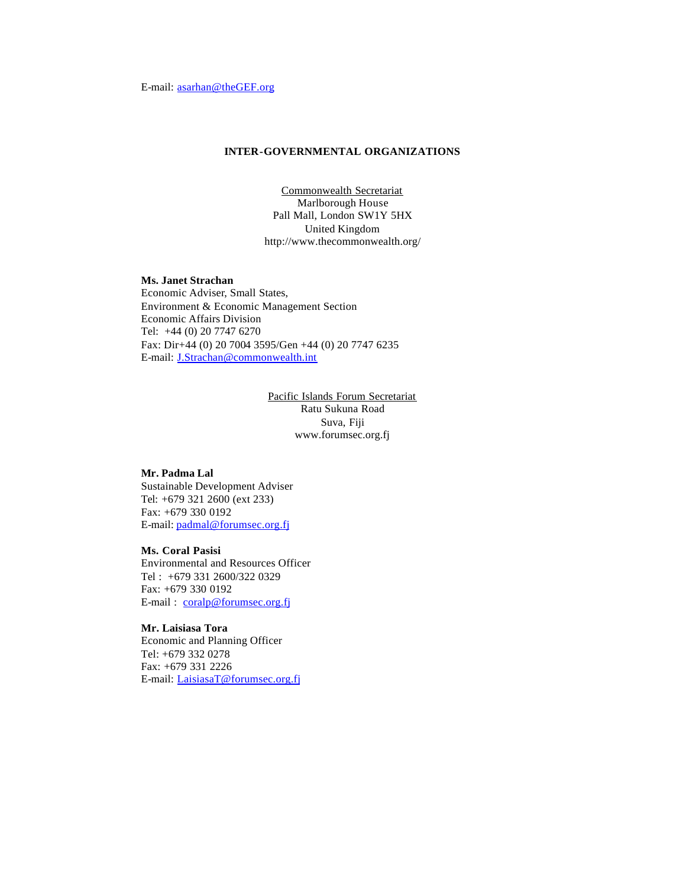E-mail: asarhan@theGEF.org

## INTER-GOVERNMENTAL ORGANIZATIONS

Commonwealth Secretariat
Marlborough House
Pall Mall, London SW1Y 5HX
United Kingdom
http://www.thecommonwealth.org/

**Ms. Janet Strachan**
Economic Adviser, Small States,
Environment & Economic Management Section
Economic Affairs Division
Tel: +44 (0) 20 7747 6270
Fax: Dir+44 (0) 20 7004 3595/Gen +44 (0) 20 7747 6235
E-mail: J.Strachan@commonwealth.int

Pacific Islands Forum Secretariat
Ratu Sukuna Road
Suva, Fiji
www.forumsec.org.fj

**Mr. Padma Lal**
Sustainable Development Adviser
Tel: +679 321 2600 (ext 233)
Fax: +679 330 0192
E-mail: padmal@forumsec.org.fj

**Ms. Coral Pasisi**
Environmental and Resources Officer
Tel : +679 331 2600/322 0329
Fax: +679 330 0192
E-mail : coralp@forumsec.org.fj

**Mr. Laisiasa Tora**
Economic and Planning Officer
Tel: +679 332 0278
Fax: +679 331 2226
E-mail: LaisiasaT@forumsec.org.fj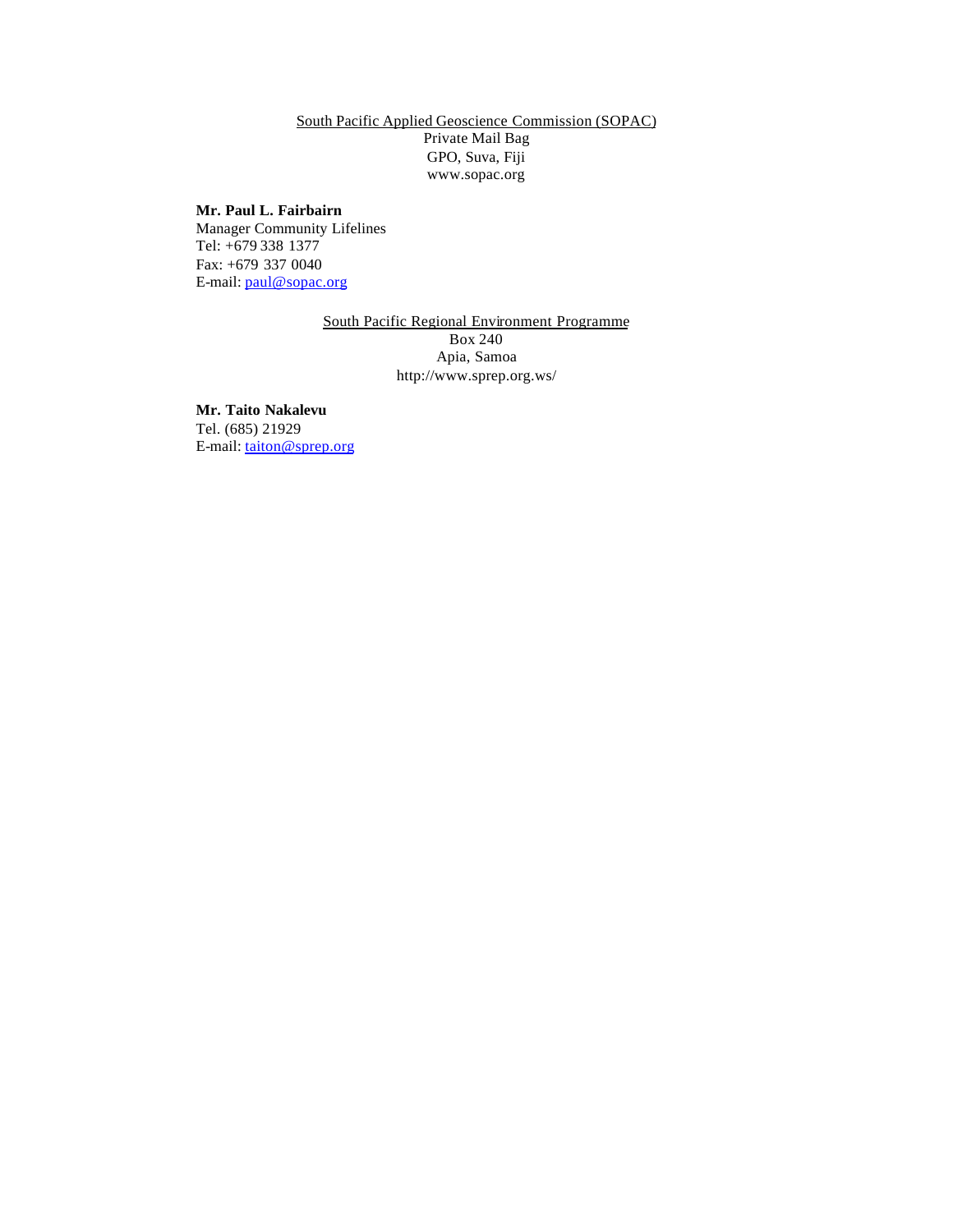South Pacific Applied Geoscience Commission (SOPAC)
Private Mail Bag
GPO, Suva, Fiji
www.sopac.org

**Mr. Paul L. Fairbairn**
Manager Community Lifelines
Tel: +679 338 1377
Fax: +679 337 0040
E-mail: paul@sopac.org

South Pacific Regional Environment Programme
Box 240
Apia, Samoa
http://www.sprep.org.ws/

**Mr. Taito Nakalevu**
Tel. (685) 21929
E-mail: taiton@sprep.org